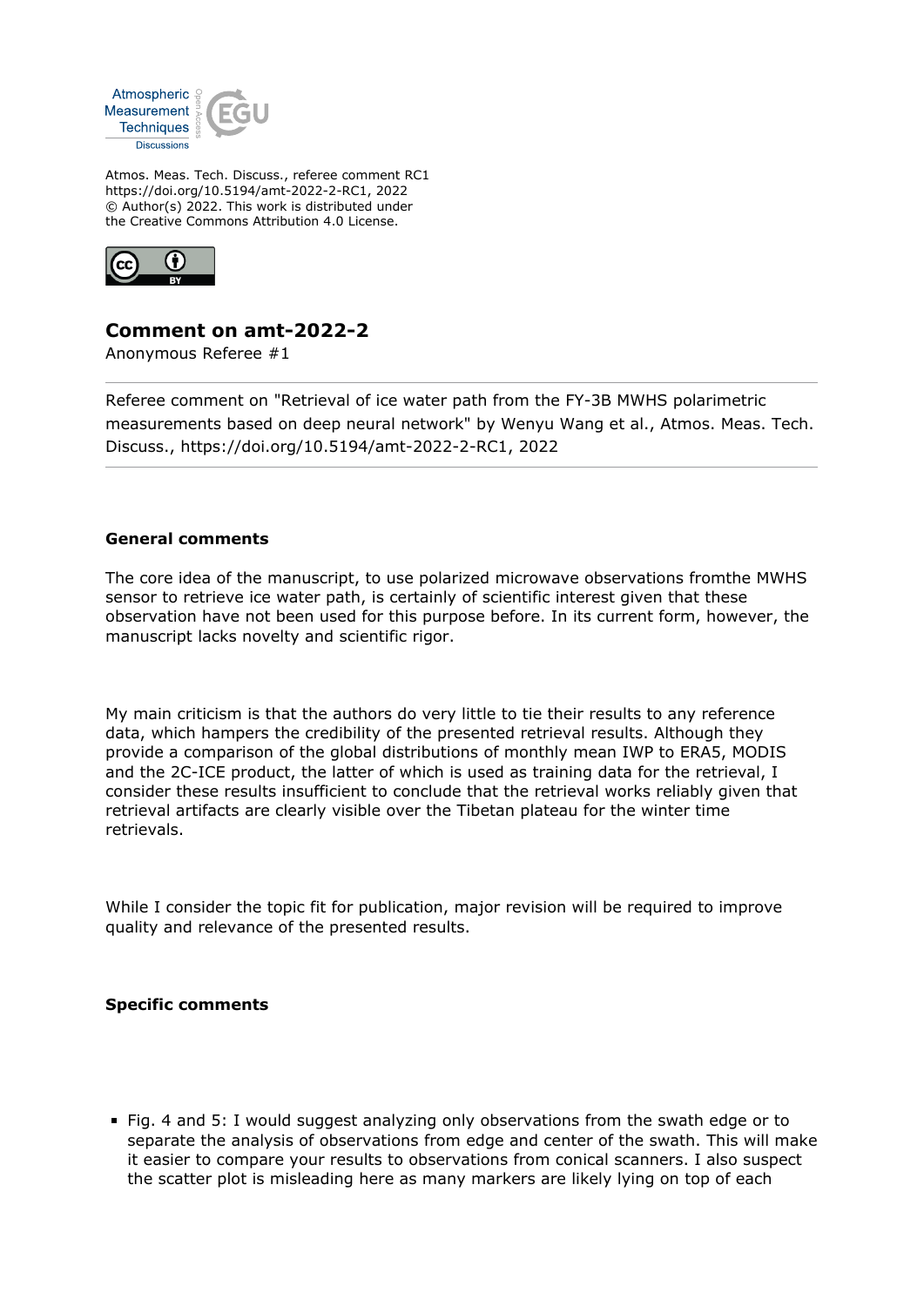Atmos. Meas. Tech. Discuss., referee comment RC1
https://doi.org/10.5194/amt-2022-2-RC1, 2022
© Author(s) 2022. This work is distributed under
the Creative Commons Attribution 4.0 License.

# Comment on amt-2022-2

Anonymous Referee #1

---

Referee comment on "Retrieval of ice water path from the FY-3B MWHS polarimetric measurements based on deep neural network" by Wenyu Wang et al., Atmos. Meas. Tech. Discuss., https://doi.org/10.5194/amt-2022-2-RC1, 2022

---

**General comments**

The core idea of the manuscript, to use polarized microwave observations fromthe MWHS sensor to retrieve ice water path, is certainly of scientific interest given that these observation have not been used for this purpose before. In its current form, however, the manuscript lacks novelty and scientific rigor.

My main criticism is that the authors do very little to tie their results to any reference data, which hampers the credibility of the presented retrieval results. Although they provide a comparison of the global distributions of monthly mean IWP to ERA5, MODIS and the 2C-ICE product, the latter of which is used as training data for the retrieval, I consider these results insufficient to conclude that the retrieval works reliably given that retrieval artifacts are clearly visible over the Tibetan plateau for the winter time retrievals.

While I consider the topic fit for publication, major revision will be required to improve quality and relevance of the presented results.

**Specific comments**

- Fig. 4 and 5: I would suggest analyzing only observations from the swath edge or to separate the analysis of observations from edge and center of the swath. This will make it easier to compare your results to observations from conical scanners. I also suspect the scatter plot is misleading here as many markers are likely lying on top of each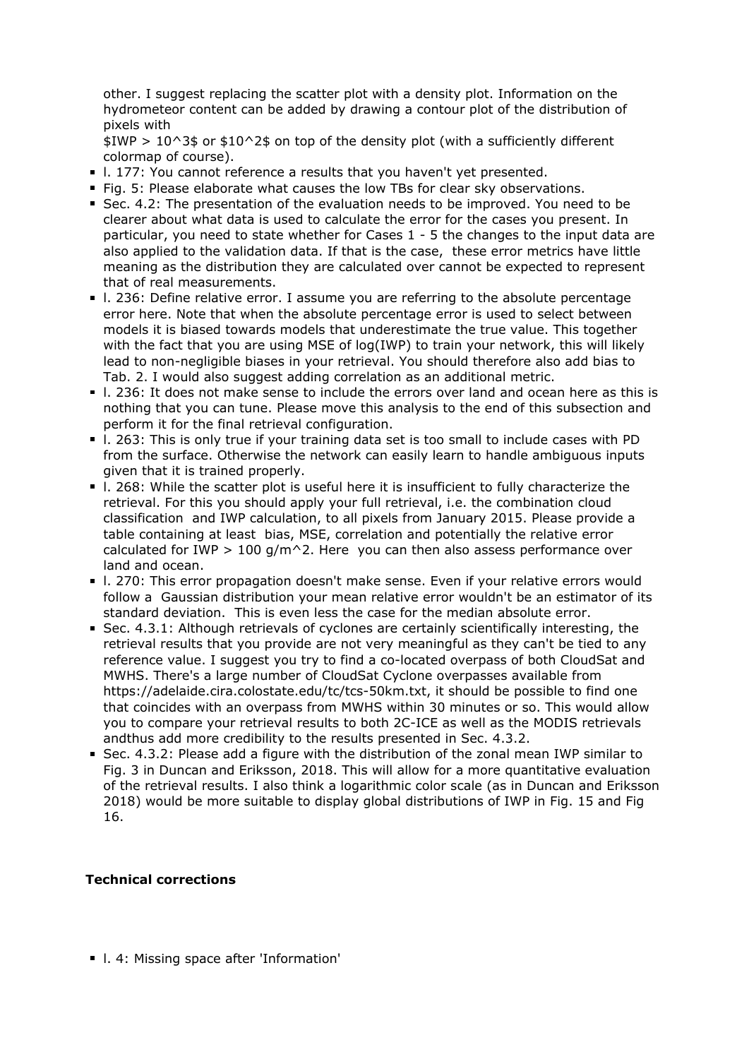other. I suggest replacing the scatter plot with a density plot. Information on the hydrometeor content can be added by drawing a contour plot of the distribution of pixels with $IWP > 10^3$ or $10^2$ on top of the density plot (with a sufficiently different colormap of course).

- l. 177: You cannot reference a results that you haven't yet presented.
- Fig. 5: Please elaborate what causes the low TBs for clear sky observations.
- Sec. 4.2: The presentation of the evaluation needs to be improved. You need to be clearer about what data is used to calculate the error for the cases you present. In particular, you need to state whether for Cases 1 - 5 the changes to the input data are also applied to the validation data. If that is the case, these error metrics have little meaning as the distribution they are calculated over cannot be expected to represent that of real measurements.
- l. 236: Define relative error. I assume you are referring to the absolute percentage error here. Note that when the absolute percentage error is used to select between models it is biased towards models that underestimate the true value. This together with the fact that you are using MSE of log(IWP) to train your network, this will likely lead to non-negligible biases in your retrieval. You should therefore also add bias to Tab. 2. I would also suggest adding correlation as an additional metric.
- l. 236: It does not make sense to include the errors over land and ocean here as this is nothing that you can tune. Please move this analysis to the end of this subsection and perform it for the final retrieval configuration.
- l. 263: This is only true if your training data set is too small to include cases with PD from the surface. Otherwise the network can easily learn to handle ambiguous inputs given that it is trained properly.
- l. 268: While the scatter plot is useful here it is insufficient to fully characterize the retrieval. For this you should apply your full retrieval, i.e. the combination cloud classification and IWP calculation, to all pixels from January 2015. Please provide a table containing at least bias, MSE, correlation and potentially the relative error calculated for IWP > 100 $g/m^2$. Here you can then also assess performance over land and ocean.
- l. 270: This error propagation doesn't make sense. Even if your relative errors would follow a Gaussian distribution your mean relative error wouldn't be an estimator of its standard deviation. This is even less the case for the median absolute error.
- Sec. 4.3.1: Although retrievals of cyclones are certainly scientifically interesting, the retrieval results that you provide are not very meaningful as they can't be tied to any reference value. I suggest you try to find a co-located overpass of both CloudSat and MWHS. There's a large number of CloudSat Cyclone overpasses available from https://adelaide.cira.colostate.edu/tc/tcs-50km.txt, it should be possible to find one that coincides with an overpass from MWHS within 30 minutes or so. This would allow you to compare your retrieval results to both 2C-ICE as well as the MODIS retrievals andthus add more credibility to the results presented in Sec. 4.3.2.
- Sec. 4.3.2: Please add a figure with the distribution of the zonal mean IWP similar to Fig. 3 in Duncan and Eriksson, 2018. This will allow for a more quantitative evaluation of the retrieval results. I also think a logarithmic color scale (as in Duncan and Eriksson 2018) would be more suitable to display global distributions of IWP in Fig. 15 and Fig 16.

**Technical corrections**

- l. 4: Missing space after 'Information'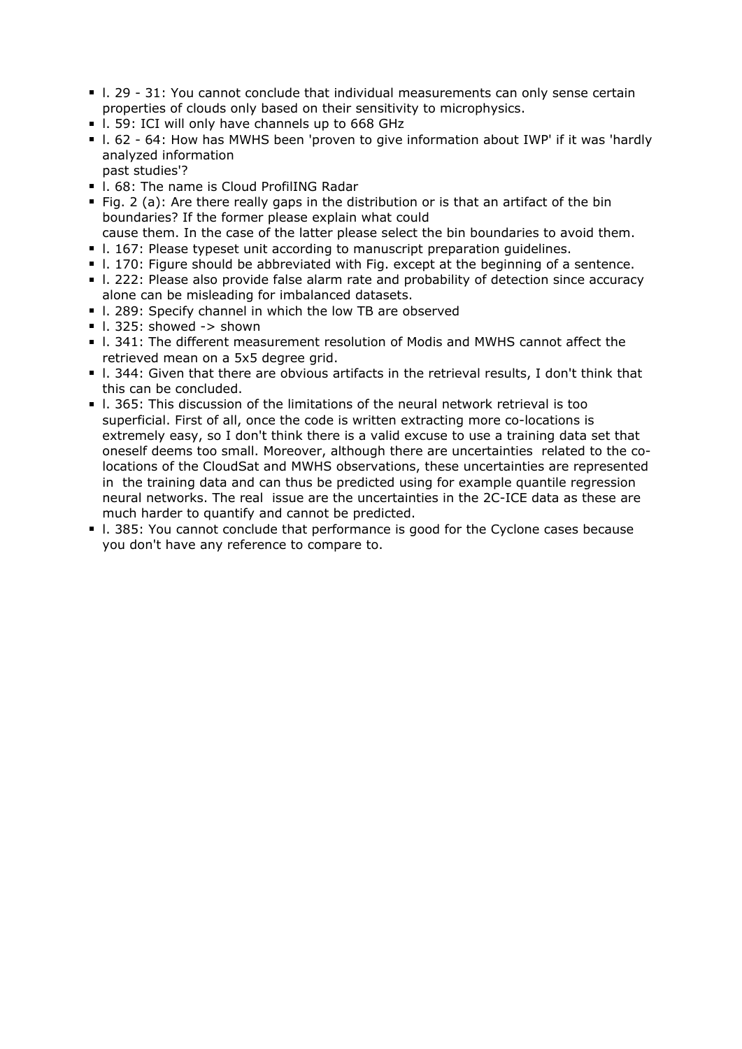- l. 29 - 31: You cannot conclude that individual measurements can only sense certain properties of clouds only based on their sensitivity to microphysics.
- l. 59: ICI will only have channels up to 668 GHz
- l. 62 - 64: How has MWHS been 'proven to give information about IWP' if it was 'hardly analyzed information past studies'?
- l. 68: The name is Cloud ProfilING Radar
- Fig. 2 (a): Are there really gaps in the distribution or is that an artifact of the bin boundaries? If the former please explain what could cause them. In the case of the latter please select the bin boundaries to avoid them.
- l. 167: Please typeset unit according to manuscript preparation guidelines.
- l. 170: Figure should be abbreviated with Fig. except at the beginning of a sentence.
- l. 222: Please also provide false alarm rate and probability of detection since accuracy alone can be misleading for imbalanced datasets.
- l. 289: Specify channel in which the low TB are observed
- l. 325: showed -> shown
- l. 341: The different measurement resolution of Modis and MWHS cannot affect the retrieved mean on a 5x5 degree grid.
- l. 344: Given that there are obvious artifacts in the retrieval results, I don't think that this can be concluded.
- l. 365: This discussion of the limitations of the neural network retrieval is too superficial. First of all, once the code is written extracting more co-locations is extremely easy, so I don't think there is a valid excuse to use a training data set that oneself deems too small. Moreover, although there are uncertainties related to the co-locations of the CloudSat and MWHS observations, these uncertainties are represented in the training data and can thus be predicted using for example quantile regression neural networks. The real issue are the uncertainties in the 2C-ICE data as these are much harder to quantify and cannot be predicted.
- l. 385: You cannot conclude that performance is good for the Cyclone cases because you don't have any reference to compare to.